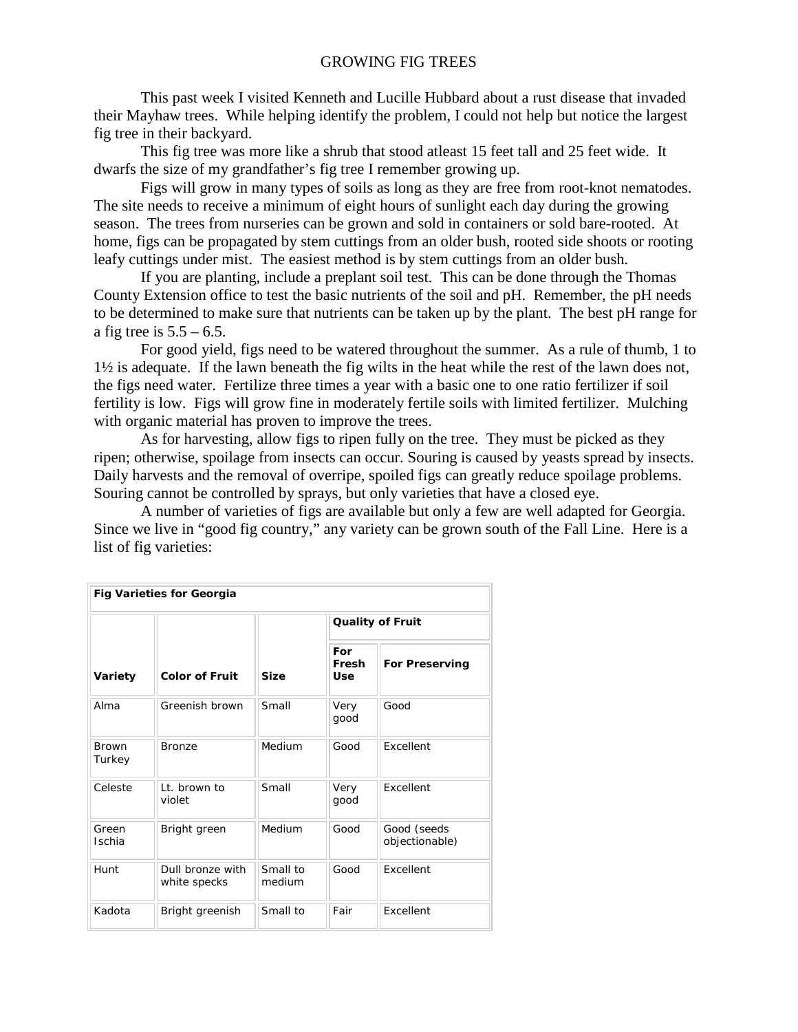# GROWING FIG TREES

This past week I visited Kenneth and Lucille Hubbard about a rust disease that invaded their Mayhaw trees. While helping identify the problem, I could not help but notice the largest fig tree in their backyard.

This fig tree was more like a shrub that stood atleast 15 feet tall and 25 feet wide. It dwarfs the size of my grandfather's fig tree I remember growing up.

Figs will grow in many types of soils as long as they are free from root-knot nematodes. The site needs to receive a minimum of eight hours of sunlight each day during the growing season. The trees from nurseries can be grown and sold in containers or sold bare-rooted. At home, figs can be propagated by stem cuttings from an older bush, rooted side shoots or rooting leafy cuttings under mist. The easiest method is by stem cuttings from an older bush.

If you are planting, include a preplant soil test. This can be done through the Thomas County Extension office to test the basic nutrients of the soil and pH. Remember, the pH needs to be determined to make sure that nutrients can be taken up by the plant. The best pH range for a fig tree is 5.5 – 6.5.

For good yield, figs need to be watered throughout the summer. As a rule of thumb, 1 to 1½ is adequate. If the lawn beneath the fig wilts in the heat while the rest of the lawn does not, the figs need water. Fertilize three times a year with a basic one to one ratio fertilizer if soil fertility is low. Figs will grow fine in moderately fertile soils with limited fertilizer. Mulching with organic material has proven to improve the trees.

As for harvesting, allow figs to ripen fully on the tree. They must be picked as they ripen; otherwise, spoilage from insects can occur. Souring is caused by yeasts spread by insects. Daily harvests and the removal of overripe, spoiled figs can greatly reduce spoilage problems. Souring cannot be controlled by sprays, but only varieties that have a closed eye.

A number of varieties of figs are available but only a few are well adapted for Georgia. Since we live in "good fig country," any variety can be grown south of the Fall Line. Here is a list of fig varieties:

**Fig Varieties for Georgia**

| Variety | Color of Fruit | Size | Quality of Fruit | |
|---|---|---|---|---|
| | | | For Fresh Use | For Preserving |
| Alma | Greenish brown | Small | Very good | Good |
| Brown Turkey | Bronze | Medium | Good | Excellent |
| Celeste | Lt. brown to violet | Small | Very good | Excellent |
| Green Ischia | Bright green | Medium | Good | Good (seeds objectionable) |
| Hunt | Dull bronze with white specks | Small to medium | Good | Excellent |
| Kadota | Bright greenish | Small to | Fair | Excellent |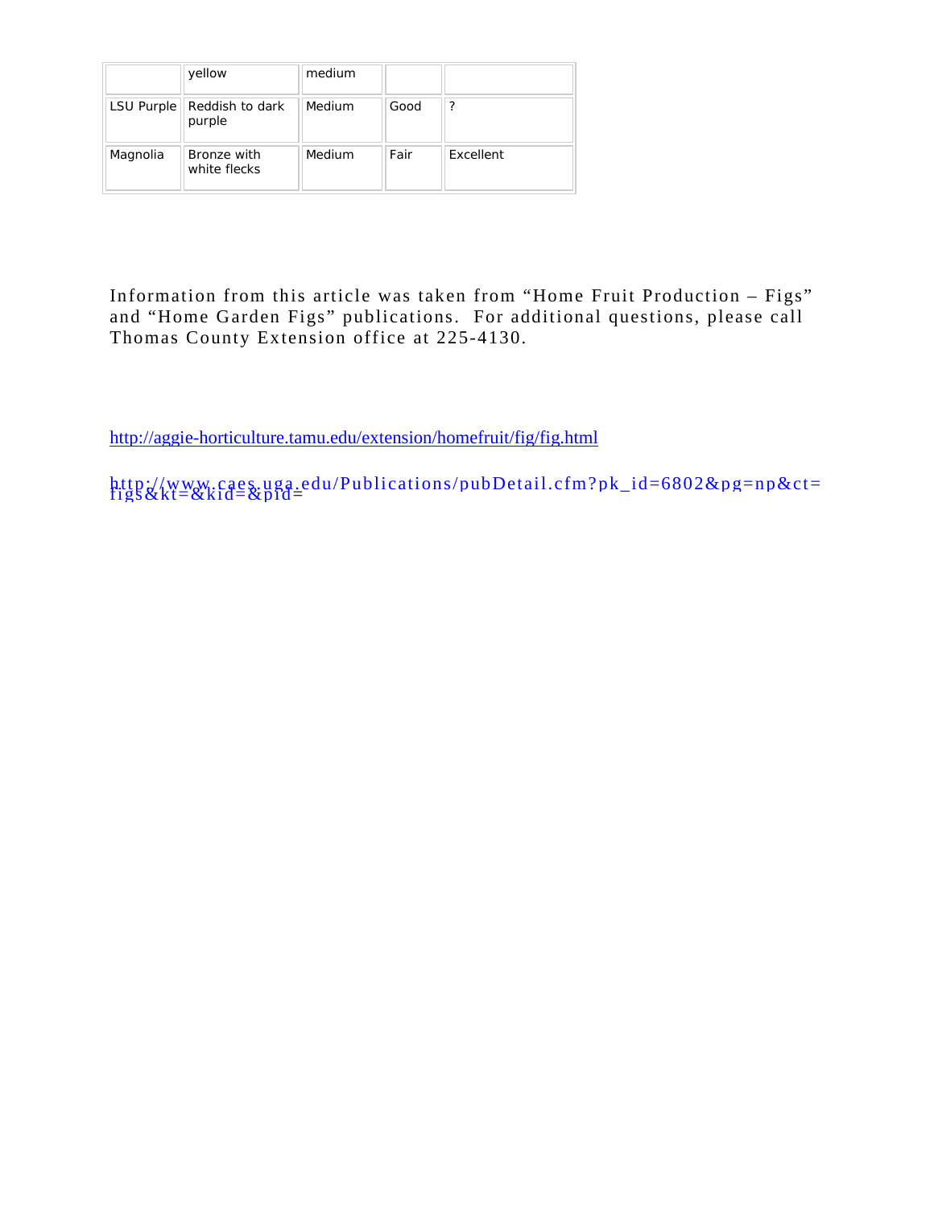| | | | | |
|---|---|---|---|---|
| | yellow | medium | | |
| LSU Purple | Reddish to dark purple | Medium | Good | ? |
| Magnolia | Bronze with white flecks | Medium | Fair | Excellent |

Information from this article was taken from "Home Fruit Production – Figs" and "Home Garden Figs" publications. For additional questions, please call Thomas County Extension office at 225-4130.

http://aggie-horticulture.tamu.edu/extension/homefruit/fig/fig.html

http://www.caes.uga.edu/Publications/pubDetail.cfm?pk_id=6802&pg=np&ct=figs&kt=&kid=&pid=